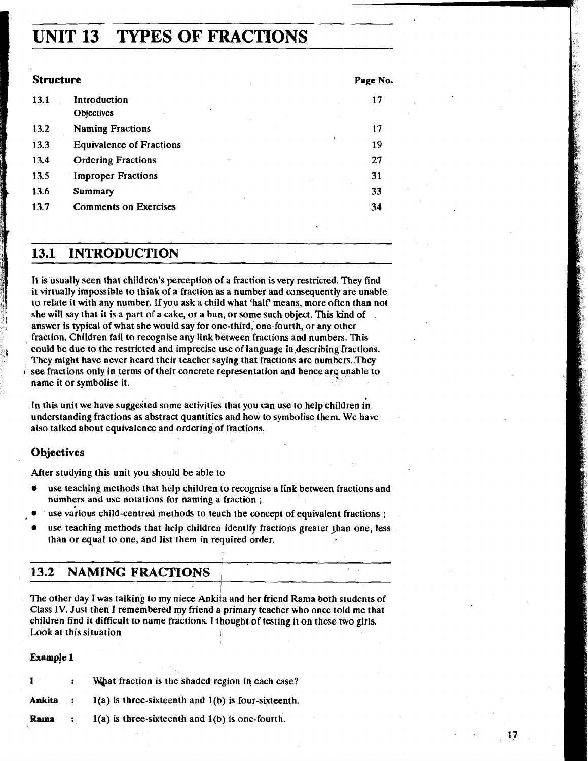# UNIT 13 TYPES OF FRACTIONS

**Structure** | | **Page No.**
--- | --- | ---
13.1 | Introduction<br>Objectives | 17
13.2 | Naming Fractions | 17
13.3 | Equivalence of Fractions | 19
13.4 | Ordering Fractions | 27
13.5 | Improper Fractions | 31
13.6 | Summary | 33
13.7 | Comments on Exercises | 34

## 13.1 INTRODUCTION

It is usually seen that children's perception of a fraction is very restricted. They find it virtually impossible to think of a fraction as a number and consequently are unable to relate it with any number. If you ask a child what 'half' means, more often than not she will say that it is a part of a cake, or a bun, or some such object. This kind of answer is typical of what she would say for one-third, one-fourth, or any other fraction. Children fail to recognise any link between fractions and numbers. This could be due to the restricted and imprecise use of language in describing fractions. They might have never heard their teacher saying that fractions are numbers. They see fractions only in terms of their concrete representation and hence are unable to name it or symbolise it.

In this unit we have suggested some activities that you can use to help children in understanding fractions as abstract quantities and how to symbolise them. We have also talked about equivalence and ordering of fractions.

### Objectives

After studying this unit you should be able to

- use teaching methods that help children to recognise a link between fractions and numbers and use notations for naming a fraction ;
- use various child-centred methods to teach the concept of equivalent fractions ;
- use teaching methods that help children identify fractions greater than one, less than or equal to one, and list them in required order.

## 13.2 NAMING FRACTIONS

The other day I was talking to my niece Ankita and her friend Rama both students of Class IV. Just then I remembered my friend a primary teacher who once told me that children find it difficult to name fractions. I thought of testing it on these two girls. Look at this situation

**Example 1**

**I** : What fraction is the shaded region in each case?

**Ankita** : 1(a) is three-sixteenth and 1(b) is four-sixteenth.

**Rama** : 1(a) is three-sixteenth and 1(b) is one-fourth.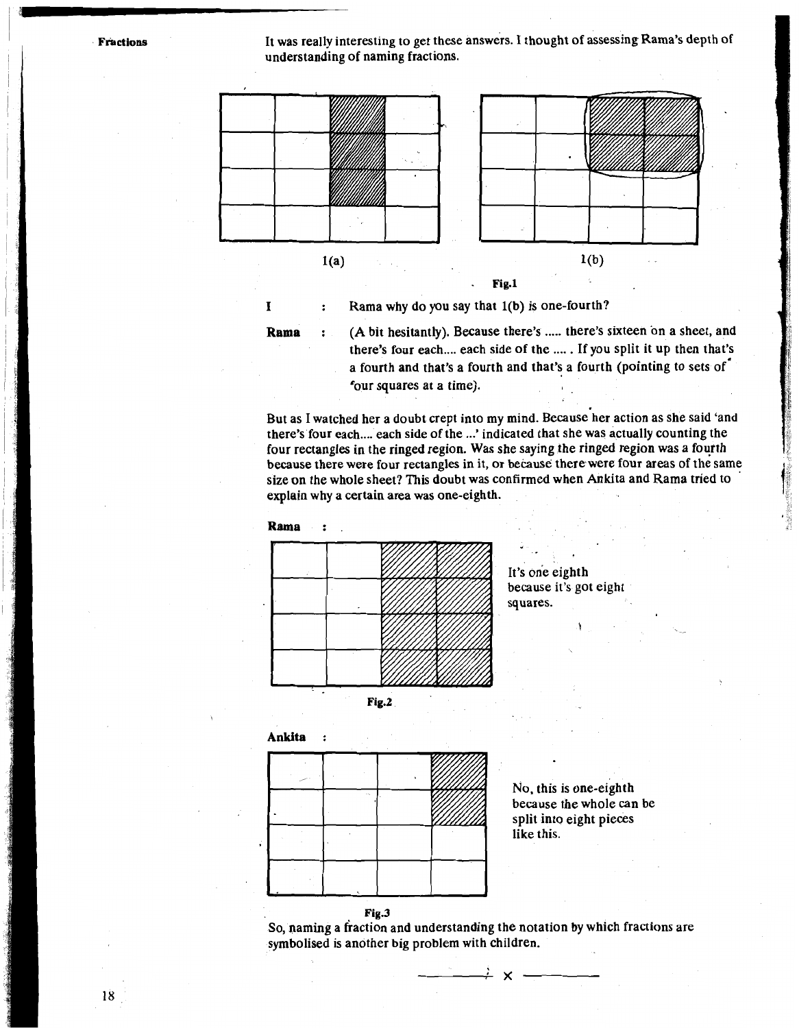It was really interesting to get these answers. I thought of assessing Rama's depth of understanding of naming fractions.

1(a) 1(b)

Fig.1

**I** : Rama why do you say that 1(b) is one-fourth?

**Rama** : (A bit hesitantly). Because there's ..... there's sixteen on a sheet, and there's four each.... each side of the ..... If you split it up then that's a fourth and that's a fourth and that's a fourth (pointing to sets of four squares at a time).

But as I watched her a doubt crept into my mind. Because her action as she said 'and there's four each.... each side of the ...' indicated that she was actually counting the four rectangles in the ringed region. Was she saying the ringed region was a fourth because there were four rectangles in it, or because there were four areas of the same size on the whole sheet? This doubt was confirmed when Ankita and Rama tried to explain why a certain area was one-eighth.

**Rama** :

It's one eighth because it's got eight squares.

Fig.2

**Ankita** :

No, this is one-eighth because the whole can be split into eight pieces like this.

Fig.3

So, naming a fraction and understanding the notation by which fractions are symbolised is another big problem with children.

———— x ————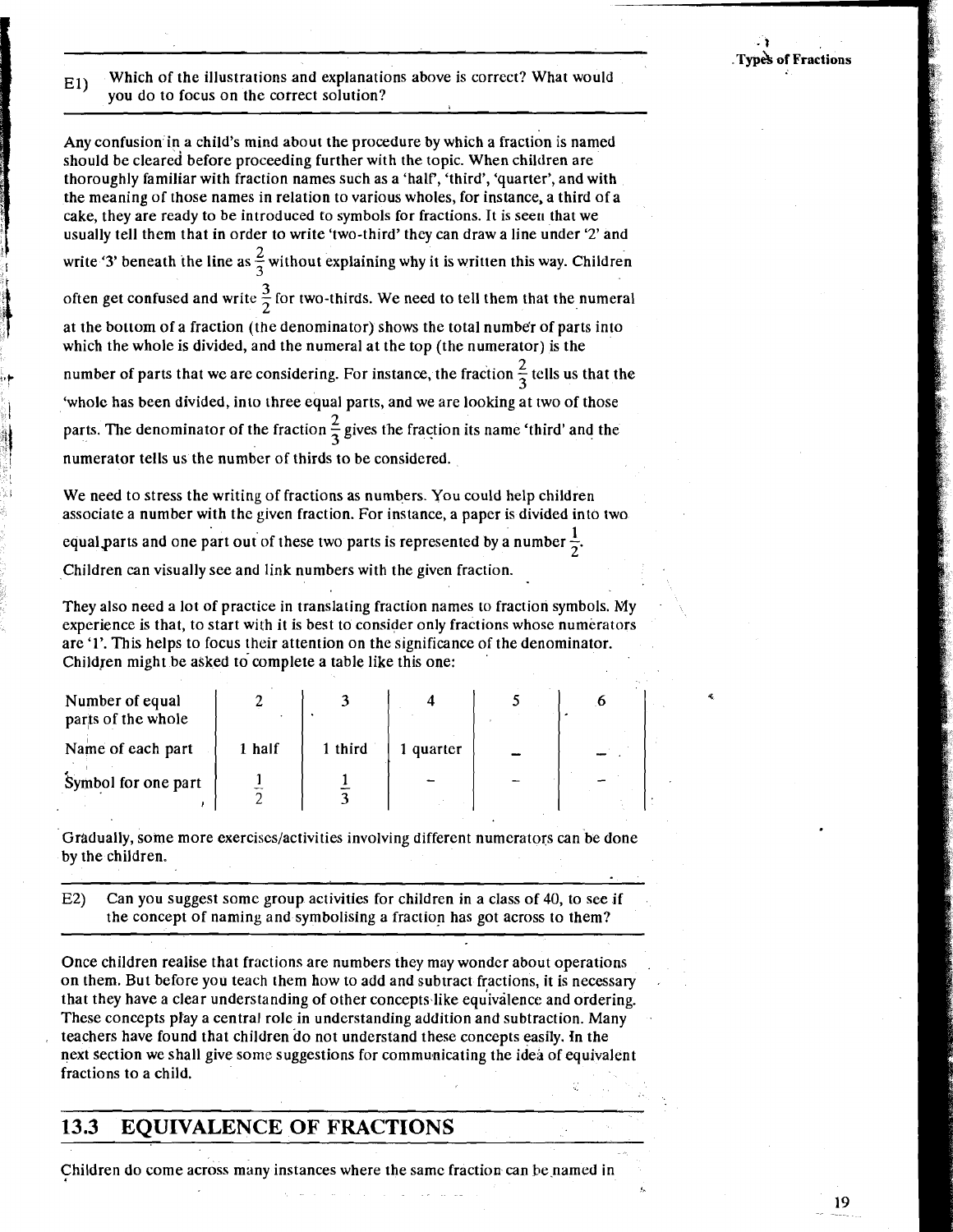E1) Which of the illustrations and explanations above is correct? What would you do to focus on the correct solution?

Any confusion in a child's mind about the procedure by which a fraction is named should be cleared before proceeding further with the topic. When children are thoroughly familiar with fraction names such as a 'half', 'third', 'quarter', and with the meaning of those names in relation to various wholes, for instance, a third of a cake, they are ready to be introduced to symbols for fractions. It is seen that we usually tell them that in order to write 'two-third' they can draw a line under '2' and write '3' beneath the line as $\frac{2}{3}$ without explaining why it is written this way. Children often get confused and write $\frac{3}{2}$ for two-thirds. We need to tell them that the numeral at the bottom of a fraction (the denominator) shows the total number of parts into which the whole is divided, and the numeral at the top (the numerator) is the number of parts that we are considering. For instance, the fraction $\frac{2}{3}$ tells us that the whole has been divided, into three equal parts, and we are looking at two of those parts. The denominator of the fraction $\frac{2}{3}$ gives the fraction its name 'third' and the numerator tells us the number of thirds to be considered.

We need to stress the writing of fractions as numbers. You could help children associate a number with the given fraction. For instance, a paper is divided into two equal parts and one part out of these two parts is represented by a number $\frac{1}{2}$. Children can visually see and link numbers with the given fraction.

They also need a lot of practice in translating fraction names to fraction symbols. My experience is that, to start with it is best to consider only fractions whose numerators are '1'. This helps to focus their attention on the significance of the denominator. Children might be asked to complete a table like this one:

| Number of equal parts of the whole | 2 | 3 | 4 | 5 | 6 |
|---|---|---|---|---|---|
| Name of each part | 1 half | 1 third | 1 quarter | – | – |
| Symbol for one part | $\frac{1}{2}$ | $\frac{1}{3}$ | – | – | – |

Gradually, some more exercises/activities involving different numerators can be done by the children.

E2) Can you suggest some group activities for children in a class of 40, to see if the concept of naming and symbolising a fraction has got across to them?

Once children realise that fractions are numbers they may wonder about operations on them. But before you teach them how to add and subtract fractions, it is necessary that they have a clear understanding of other concepts like equivalence and ordering. These concepts play a central role in understanding addition and subtraction. Many teachers have found that children do not understand these concepts easily. In the next section we shall give some suggestions for communicating the idea of equivalent fractions to a child.

## 13.3 EQUIVALENCE OF FRACTIONS

Children do come across many instances where the same fraction can be named in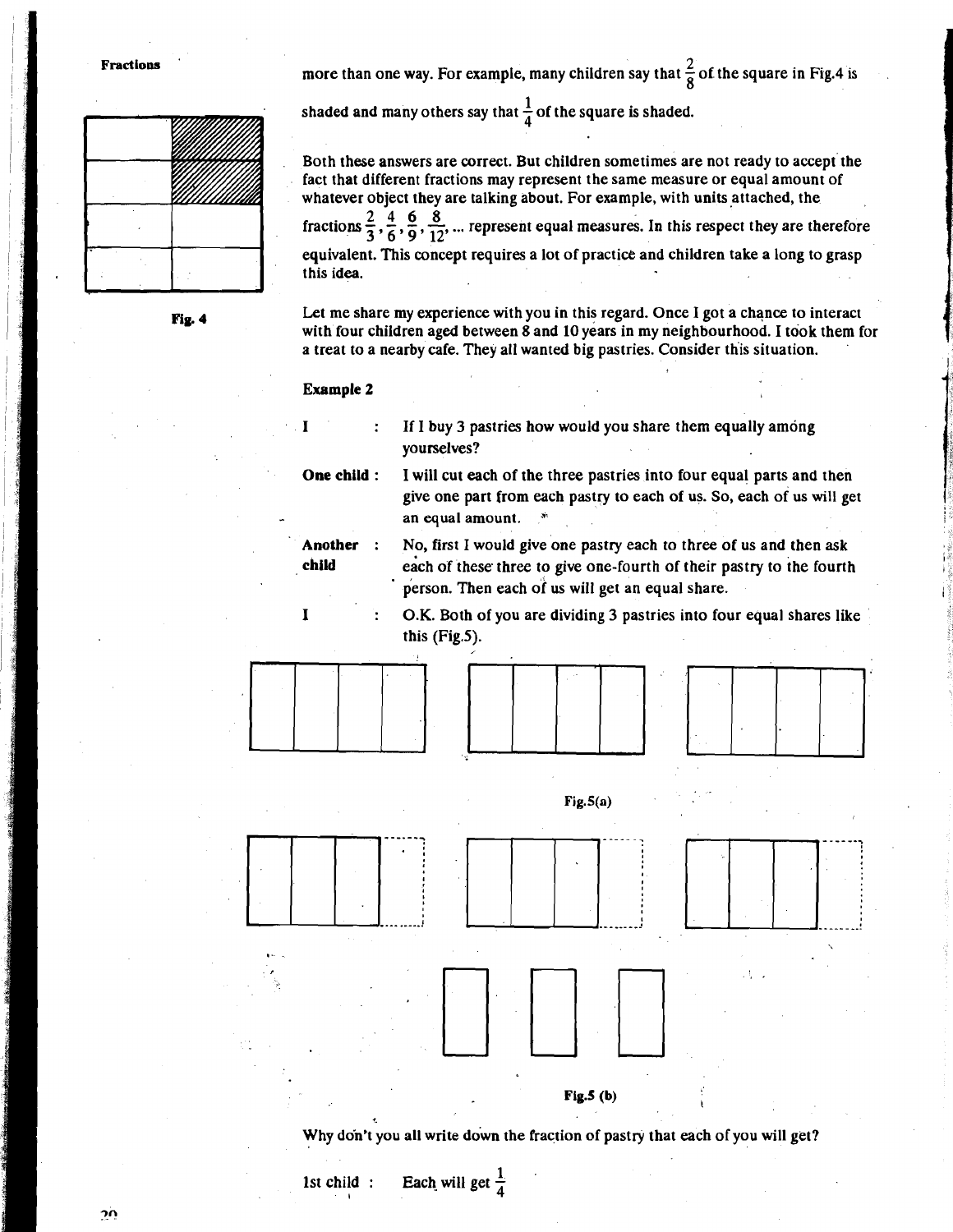more than one way. For example, many children say that $\frac{2}{8}$ of the square in Fig.4 is shaded and many others say that $\frac{1}{4}$ of the square is shaded.

Fig. 4

Both these answers are correct. But children sometimes are not ready to accept the fact that different fractions may represent the same measure or equal amount of whatever object they are talking about. For example, with units attached, the fractions $\frac{2}{3}, \frac{4}{6}, \frac{6}{9}, \frac{8}{12}, \ldots$ represent equal measures. In this respect they are therefore equivalent. This concept requires a lot of practice and children take a long to grasp this idea.

Let me share my experience with you in this regard. Once I got a chance to interact with four children aged between 8 and 10 years in my neighbourhood. I took them for a treat to a nearby cafe. They all wanted big pastries. Consider this situation.

**Example 2**

**I** : If I buy 3 pastries how would you share them equally among yourselves?

**One child** : I will cut each of the three pastries into four equal parts and then give one part from each pastry to each of us. So, each of us will get an equal amount.

**Another child** : No, first I would give one pastry each to three of us and then ask each of these three to give one-fourth of their pastry to the fourth person. Then each of us will get an equal share.

**I** : O.K. Both of you are dividing 3 pastries into four equal shares like this (Fig.5).

Fig.5(a)

Fig.5 (b)

Why don't you all write down the fraction of pastry that each of you will get?

1st child : Each will get $\frac{1}{4}$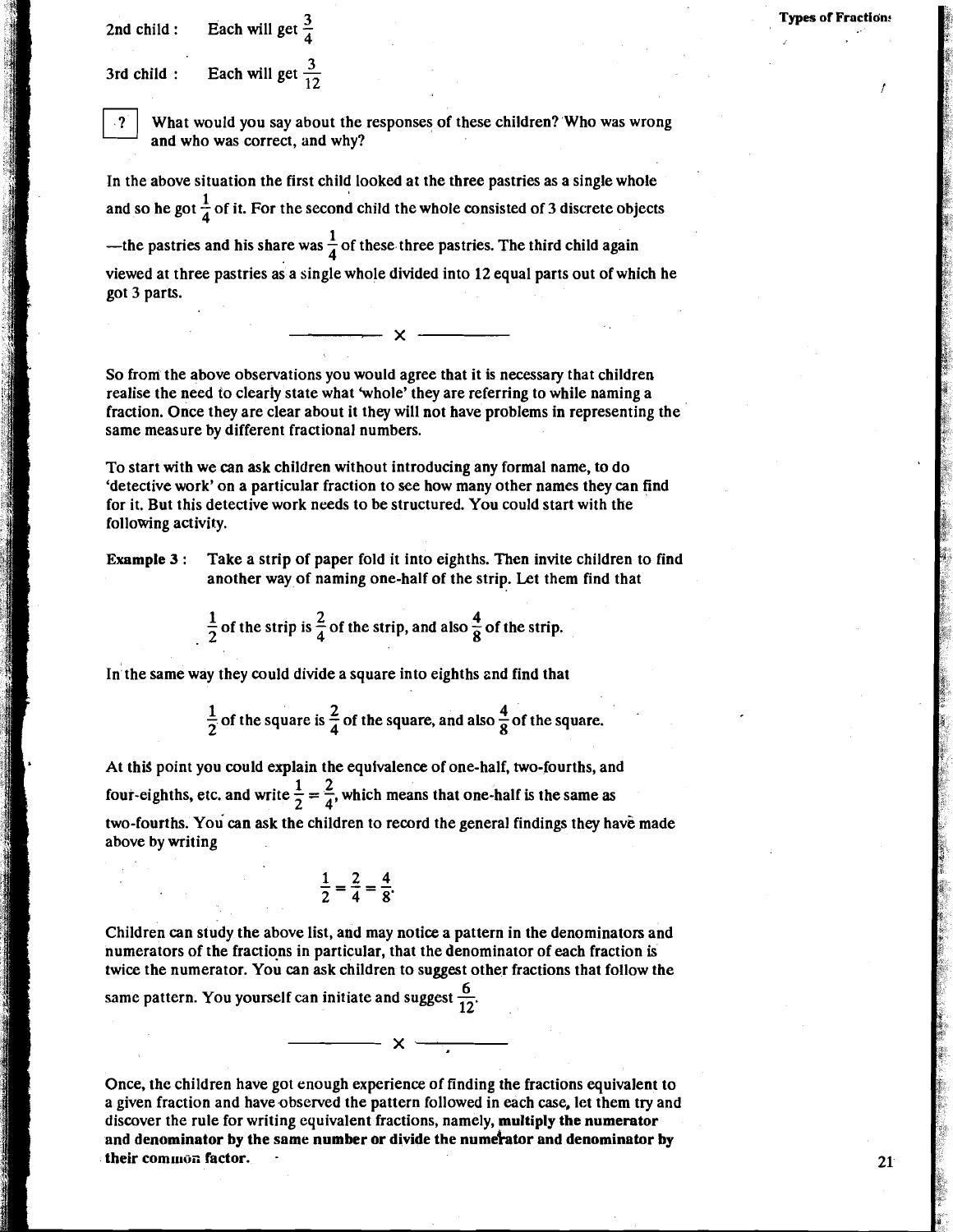2nd child : Each will get $\frac{3}{4}$

3rd child : Each will get $\frac{3}{12}$

**?** What would you say about the responses of these children? Who was wrong and who was correct, and why?

In the above situation the first child looked at the three pastries as a single whole and so he got $\frac{1}{4}$ of it. For the second child the whole consisted of 3 discrete objects —the pastries and his share was $\frac{1}{4}$ of these three pastries. The third child again viewed at three pastries as a single whole divided into 12 equal parts out of which he got 3 parts.

———— x ————

So from the above observations you would agree that it is necessary that children realise the need to clearly state what 'whole' they are referring to while naming a fraction. Once they are clear about it they will not have problems in representing the same measure by different fractional numbers.

To start with we can ask children without introducing any formal name, to do 'detective work' on a particular fraction to see how many other names they can find for it. But this detective work needs to be structured. You could start with the following activity.

**Example 3 :** Take a strip of paper fold it into eighths. Then invite children to find another way of naming one-half of the strip. Let them find that

$\frac{1}{2}$ of the strip is $\frac{2}{4}$ of the strip, and also $\frac{4}{8}$ of the strip.

In the same way they could divide a square into eighths and find that

$\frac{1}{2}$ of the square is $\frac{2}{4}$ of the square, and also $\frac{4}{8}$ of the square.

At this point you could explain the equivalence of one-half, two-fourths, and four-eighths, etc. and write $\frac{1}{2} = \frac{2}{4}$, which means that one-half is the same as two-fourths. You can ask the children to record the general findings they have made above by writing

$$\frac{1}{2} = \frac{2}{4} = \frac{4}{8}.$$

Children can study the above list, and may notice a pattern in the denominators and numerators of the fractions in particular, that the denominator of each fraction is twice the numerator. You can ask children to suggest other fractions that follow the same pattern. You yourself can initiate and suggest $\frac{6}{12}$.

———— x ————

Once, the children have got enough experience of finding the fractions equivalent to a given fraction and have observed the pattern followed in each case, let them try and discover the rule for writing equivalent fractions, namely, **multiply the numerator and denominator by the same number or divide the numerator and denominator by their common factor.**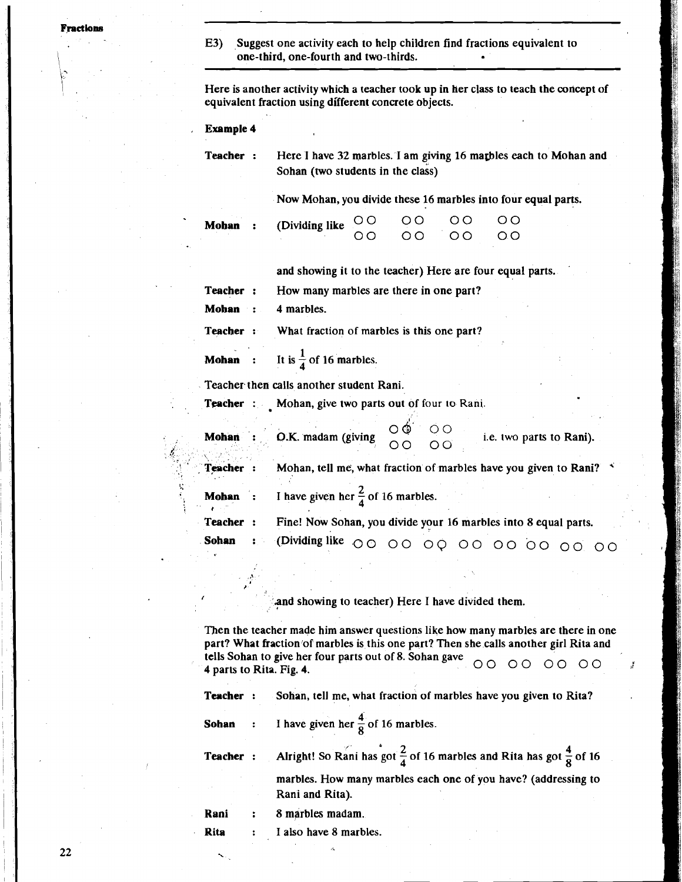E3) Suggest one activity each to help children find fractions equivalent to one-third, one-fourth and two-thirds.

Here is another activity which a teacher took up in her class to teach the concept of equivalent fraction using different concrete objects.

**Example 4**

**Teacher** : Here I have 32 marbles. I am giving 16 marbles each to Mohan and Sohan (two students in the class)

Now Mohan, you divide these 16 marbles into four equal parts.

**Mohan** : (Dividing like

```
OO   OO   OO   OO
OO   OO   OO   OO
```

and showing it to the teacher) Here are four equal parts.

**Teacher** : How many marbles are there in one part?

**Mohan** : 4 marbles.

**Teacher** : What fraction of marbles is this one part?

**Mohan** : It is $\frac{1}{4}$ of 16 marbles.

Teacher then calls another student Rani.

**Teacher** : Mohan, give two parts out of four to Rani.

**Mohan** : O.K. madam (giving

```
OO   OO
OO   OO
```

i.e. two parts to Rani).

**Teacher** : Mohan, tell me, what fraction of marbles have you given to Rani?

**Mohan** : I have given her $\frac{2}{4}$ of 16 marbles.

**Teacher** : Fine! Now Sohan, you divide your 16 marbles into 8 equal parts.

**Sohan** : (Dividing like

```
OO  OO  OO  OO  OO  OO  OO  OO
```

and showing to teacher) Here I have divided them.

Then the teacher made him answer questions like how many marbles are there in one part? What fraction of marbles is this one part? Then she calls another girl Rita and tells Sohan to give her four parts out of 8. Sohan gave

```
OO  OO  OO  OO
```

4 parts to Rita. Fig. 4.

**Teacher** : Sohan, tell me, what fraction of marbles have you given to Rita?

**Sohan** : I have given her $\frac{4}{8}$ of 16 marbles.

**Teacher** : Alright! So Rani has got $\frac{2}{4}$ of 16 marbles and Rita has got $\frac{4}{8}$ of 16 marbles. How many marbles each one of you have? (addressing to Rani and Rita).

**Rani** : 8 marbles madam.

**Rita** : I also have 8 marbles.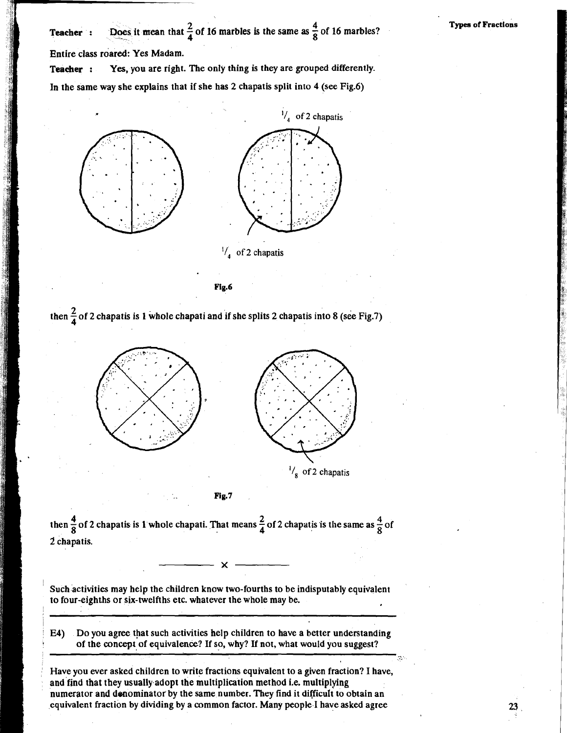**Teacher** : Does it mean that $\frac{2}{4}$ of 16 marbles is the same as $\frac{4}{8}$ of 16 marbles?

**Entire class roared: Yes Madam.**

**Teacher** : Yes, you are right. The only thing is they are grouped differently.

In the same way she explains that if she has 2 chapatis split into 4 (see Fig.6)

$^1/_4$ of 2 chapatis

$^1/_4$ of 2 chapatis

**Fig.6**

then $\frac{2}{4}$ of 2 chapatis is 1 whole chapati and if she splits 2 chapatis into 8 (see Fig.7)

$^1/_8$ of 2 chapatis

**Fig.7**

then $\frac{4}{8}$ of 2 chapatis is 1 whole chapati. That means $\frac{2}{4}$ of 2 chapatis is the same as $\frac{4}{8}$ of 2 chapatis.

———— × ————

Such activities may help the children know two-fourths to be indisputably equivalent to four-eighths or six-twelfths etc. whatever the whole may be.

---

E4) Do you agree that such activities help children to have a better understanding of the concept of equivalence? If so, why? If not, what would you suggest?

---

Have you ever asked children to write fractions equivalent to a given fraction? I have, and find that they usually adopt the multiplication method i.e. multiplying numerator and denominator by the same number. They find it difficult to obtain an equivalent fraction by dividing by a common factor. Many people I have asked agree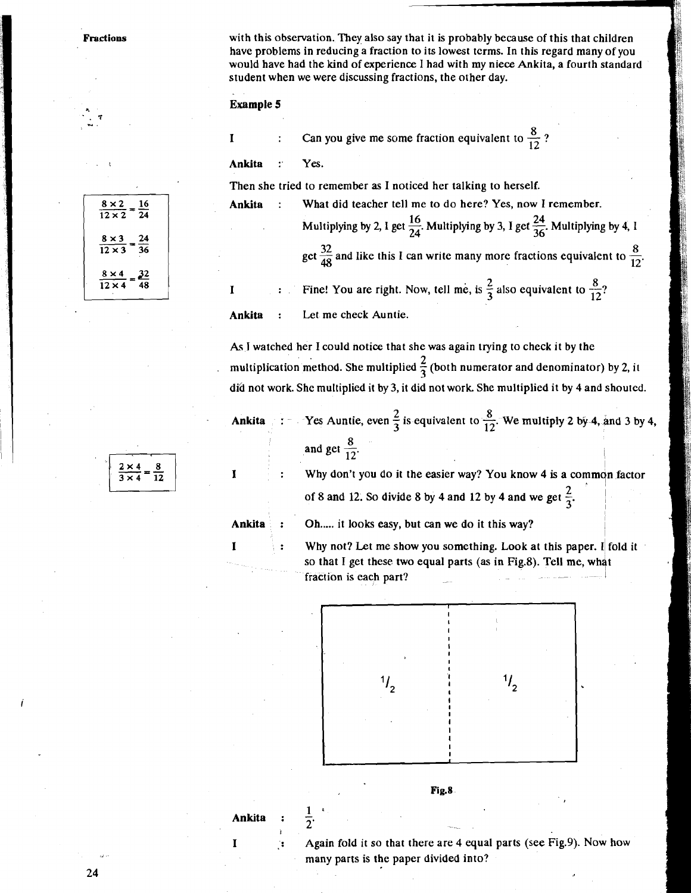with this observation. They also say that it is probably because of this that children have problems in reducing a fraction to its lowest terms. In this regard many of you would have had the kind of experience I had with my niece Ankita, a fourth standard student when we were discussing fractions, the other day.

**Example 5**

$$\frac{8 \times 2}{12 \times 2} = \frac{16}{24}$$

$$\frac{8 \times 3}{12 \times 3} = \frac{24}{36}$$

$$\frac{8 \times 4}{12 \times 4} = \frac{32}{48}$$

**I** : Can you give me some fraction equivalent to $\frac{8}{12}$?

**Ankita** : Yes.

Then she tried to remember as I noticed her talking to herself.

**Ankita** : What did teacher tell me to do here? Yes, now I remember. Multiplying by 2, I get $\frac{16}{24}$. Multiplying by 3, I get $\frac{24}{36}$. Multiplying by 4, I get $\frac{32}{48}$ and like this I can write many more fractions equivalent to $\frac{8}{12}$.

**I** : Fine! You are right. Now, tell me, is $\frac{2}{3}$ also equivalent to $\frac{8}{12}$?

**Ankita** : Let me check Auntie.

As I watched her I could notice that she was again trying to check it by the multiplication method. She multiplied $\frac{2}{3}$ (both numerator and denominator) by 2, it did not work. She multiplied it by 3, it did not work. She multiplied it by 4 and shouted.

$$\frac{2 \times 4}{3 \times 4} = \frac{8}{12}$$

**Ankita** : Yes Auntie, even $\frac{2}{3}$ is equivalent to $\frac{8}{12}$. We multiply 2 by 4, and 3 by 4, and get $\frac{8}{12}$.

**I** : Why don't you do it the easier way? You know 4 is a common factor of 8 and 12. So divide 8 by 4 and 12 by 4 and we get $\frac{2}{3}$.

**Ankita** : Oh..... it looks easy, but can we do it this way?

**I** : Why not? Let me show you something. Look at this paper. I fold it so that I get these two equal parts (as in Fig.8). Tell me, what fraction is each part?

| $1/2$ | $1/2$ |
|---|---|

Fig.8

**Ankita** : $\frac{1}{2}$.

**I** : Again fold it so that there are 4 equal parts (see Fig.9). Now how many parts is the paper divided into?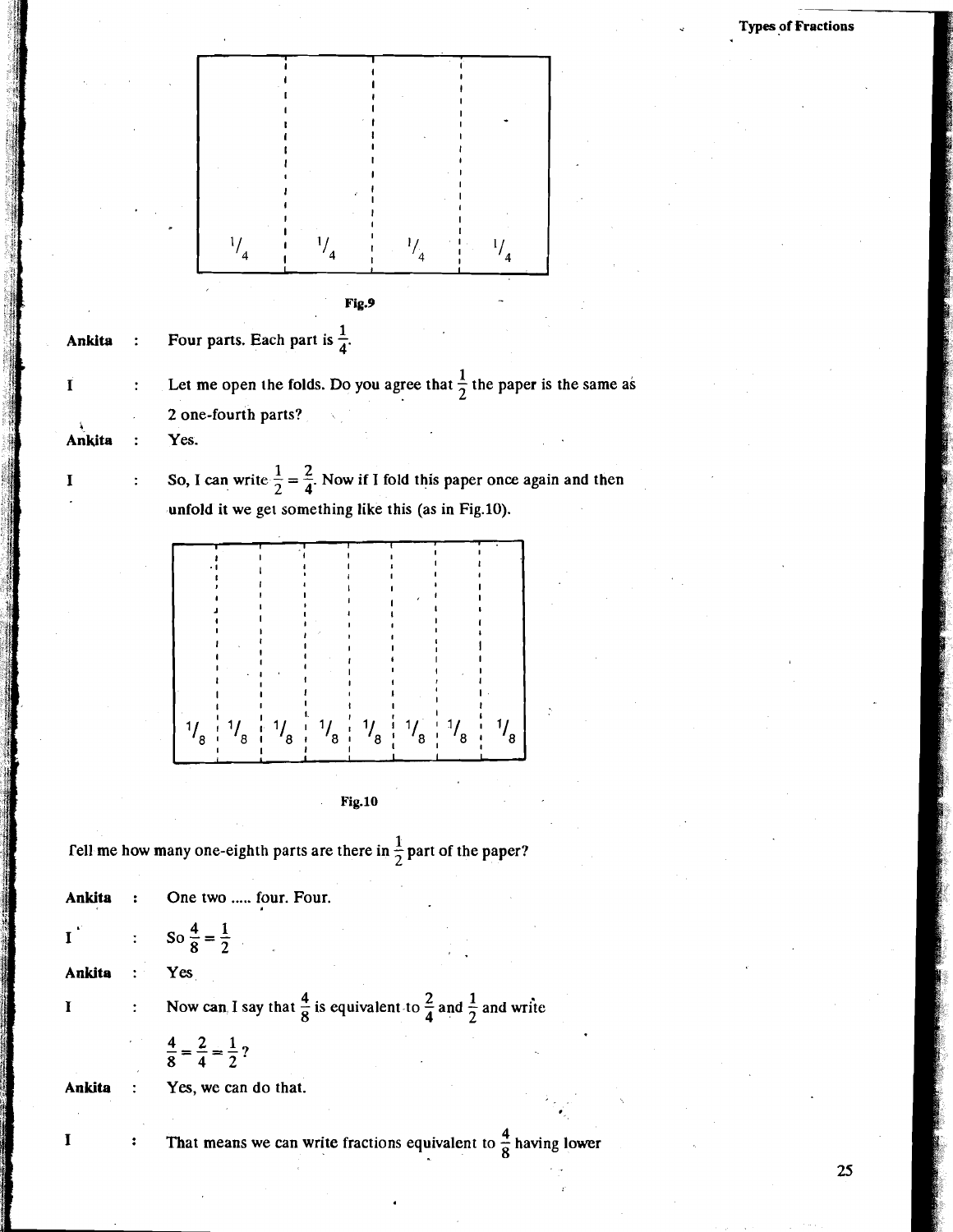Fig.9

Ankita : Four parts. Each part is $\frac{1}{4}$.

I : Let me open the folds. Do you agree that $\frac{1}{2}$ the paper is the same as 2 one-fourth parts?

Ankita : Yes.

I : So, I can write $\frac{1}{2} = \frac{2}{4}$. Now if I fold this paper once again and then unfold it we get something like this (as in Fig.10).

Fig.10

Tell me how many one-eighth parts are there in $\frac{1}{2}$ part of the paper?

Ankita : One two ..... four. Four.

I : So $\frac{4}{8} = \frac{1}{2}$

Ankita : Yes

I : Now can I say that $\frac{4}{8}$ is equivalent to $\frac{2}{4}$ and $\frac{1}{2}$ and write $\frac{4}{8} = \frac{2}{4} = \frac{1}{2}$?

Ankita : Yes, we can do that.

I : That means we can write fractions equivalent to $\frac{4}{8}$ having lower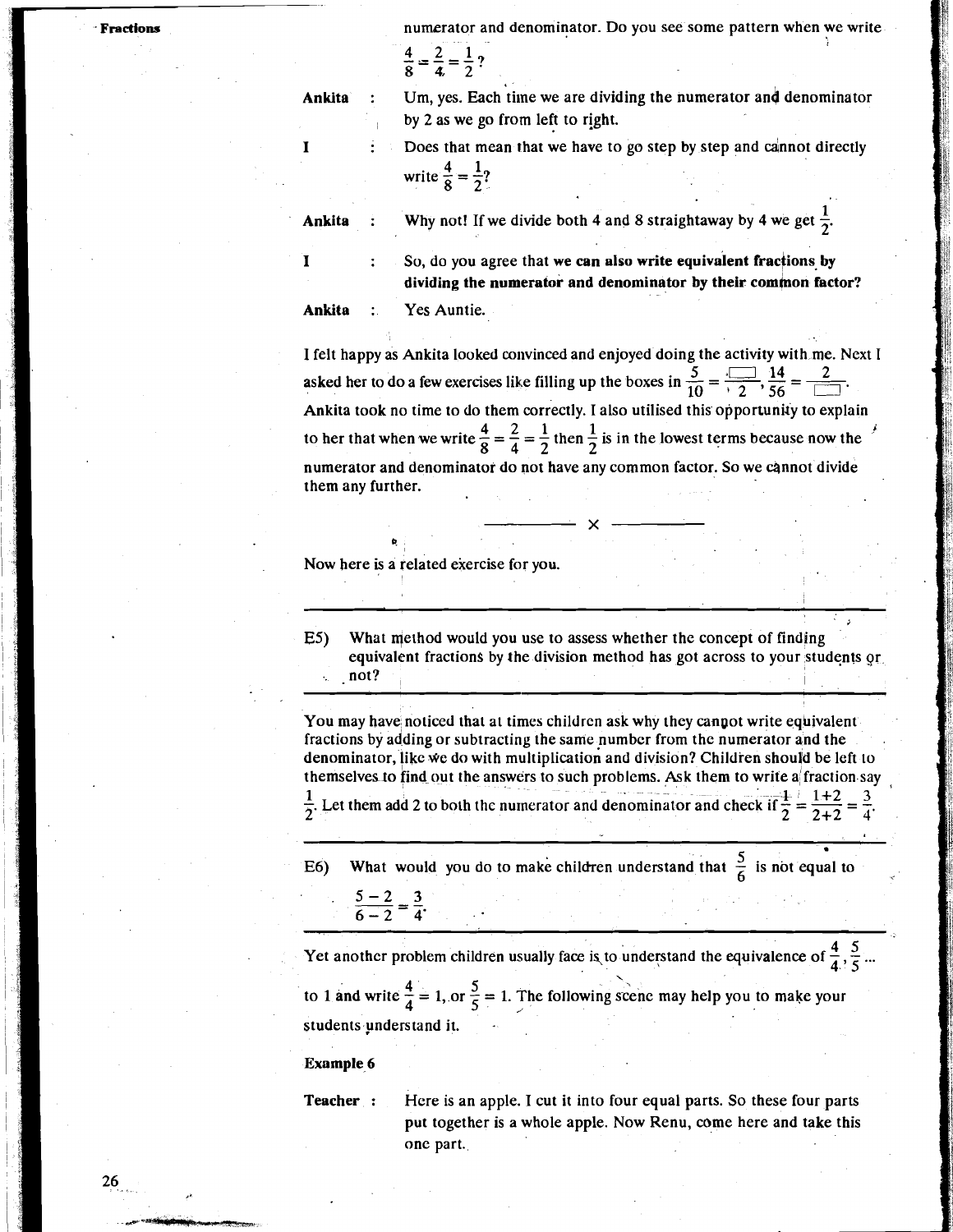numerator and denominator. Do you see some pattern when we write $\frac{4}{8} = \frac{2}{4} = \frac{1}{2}$?

**Ankita** : Um, yes. Each time we are dividing the numerator and denominator by 2 as we go from left to right.

**I** : Does that mean that we have to go step by step and cannot directly write $\frac{4}{8} = \frac{1}{2}$?

**Ankita** : Why not! If we divide both 4 and 8 straightaway by 4 we get $\frac{1}{2}$.

**I** : So, do you agree that **we can also write equivalent fractions by dividing the numerator and denominator by their common factor?**

**Ankita** : Yes Auntie.

I felt happy as Ankita looked convinced and enjoyed doing the activity with me. Next I asked her to do a few exercises like filling up the boxes in $\frac{5}{10} = \frac{\square}{2}$, $\frac{14}{56} = \frac{2}{\square}$. Ankita took no time to do them correctly. I also utilised this opportunity to explain to her that when we write $\frac{4}{8} = \frac{2}{4} = \frac{1}{2}$ then $\frac{1}{2}$ is in the lowest terms because now the numerator and denominator do not have any common factor. So we cannot divide them any further.

———— × ————

Now here is a related exercise for you.

---

E5) What method would you use to assess whether the concept of finding equivalent fractions by the division method has got across to your students or not?

---

You may have noticed that at times children ask why they cannot write equivalent fractions by adding or subtracting the same number from the numerator and the denominator, like we do with multiplication and division? Children should be left to themselves to find out the answers to such problems. Ask them to write a fraction say $\frac{1}{2}$. Let them add 2 to both the numerator and denominator and check if $\frac{1}{2} = \frac{1+2}{2+2} = \frac{3}{4}$.

---

E6) What would you do to make children understand that $\frac{5}{6}$ is not equal to $\frac{5-2}{6-2} = \frac{3}{4}$.

---

Yet another problem children usually face is to understand the equivalence of $\frac{4}{4}, \frac{5}{5}$ ... to 1 and write $\frac{4}{4} = 1$, or $\frac{5}{5} = 1$. The following scene may help you to make your students understand it.

**Example 6**

**Teacher** : Here is an apple. I cut it into four equal parts. So these four parts put together is a whole apple. Now Renu, come here and take this one part.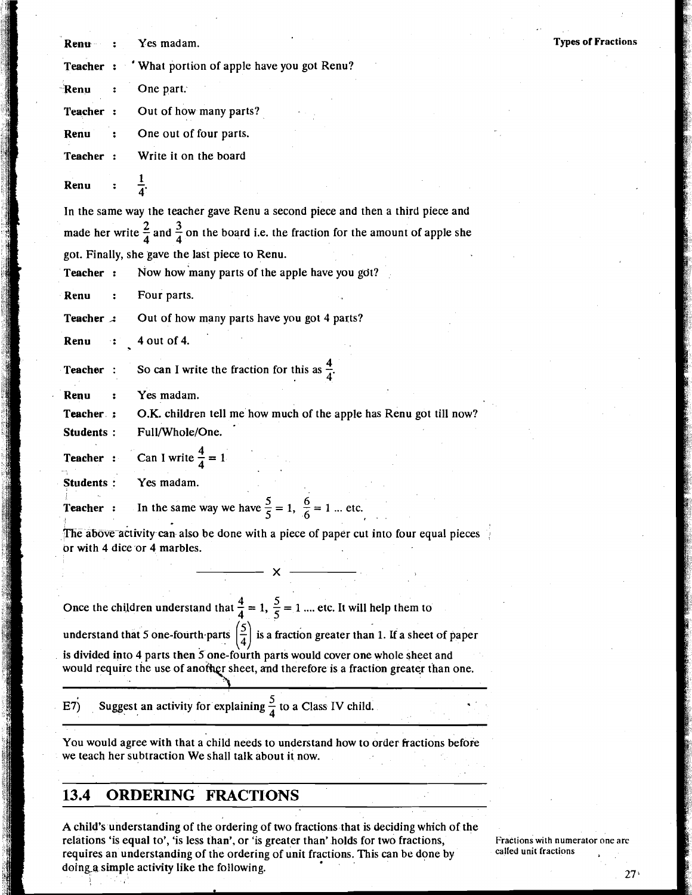Renu : Yes madam.

Teacher : What portion of apple have you got Renu?

Renu : One part.

Teacher : Out of how many parts?

Renu : One out of four parts.

Teacher : Write it on the board

Renu : $\frac{1}{4}$.

In the same way the teacher gave Renu a second piece and then a third piece and made her write $\frac{2}{4}$ and $\frac{3}{4}$ on the board i.e. the fraction for the amount of apple she got. Finally, she gave the last piece to Renu.

Teacher : Now how many parts of the apple have you got?

Renu : Four parts.

Teacher : Out of how many parts have you got 4 parts?

Renu : 4 out of 4.

Teacher : So can I write the fraction for this as $\frac{4}{4}$.

Renu : Yes madam.

Teacher : O.K. children tell me how much of the apple has Renu got till now?

Students : Full/Whole/One.

Teacher : Can I write $\frac{4}{4} = 1$

Students : Yes madam.

Teacher : In the same way we have $\frac{5}{5} = 1$, $\frac{6}{6} = 1$ ... etc.

The above activity can also be done with a piece of paper cut into four equal pieces or with 4 dice or 4 marbles.

---

Once the children understand that $\frac{4}{4} = 1$, $\frac{5}{5} = 1$ .... etc. It will help them to understand that 5 one-fourth parts $\left(\frac{5}{4}\right)$ is a fraction greater than 1. If a sheet of paper is divided into 4 parts then 5 one-fourth parts would cover one whole sheet and would require the use of another sheet, and therefore is a fraction greater than one.

---

E7) Suggest an activity for explaining $\frac{5}{4}$ to a Class IV child.

---

You would agree with that a child needs to understand how to order fractions before we teach her subtraction We shall talk about it now.

## 13.4 ORDERING FRACTIONS

A child's understanding of the ordering of two fractions that is deciding which of the relations 'is equal to', 'is less than', or 'is greater than' holds for two fractions, requires an understanding of the ordering of unit fractions. This can be done by doing a simple activity like the following.

Fractions with numerator one are called unit fractions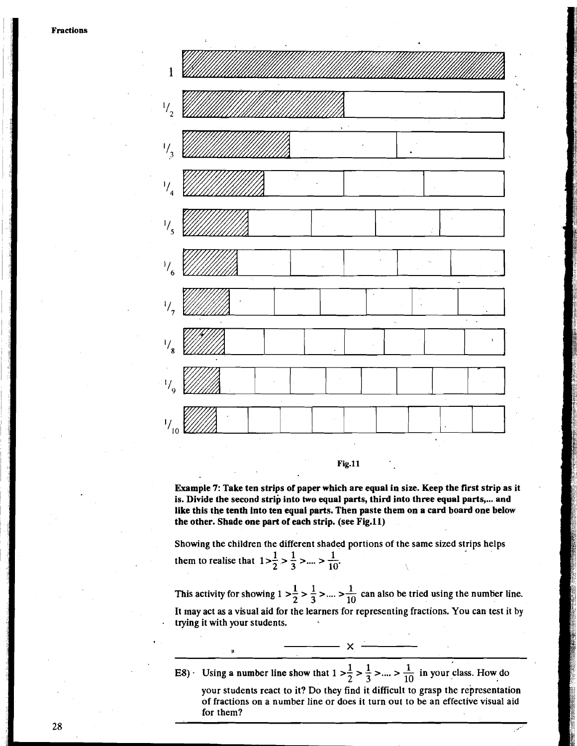Fig.11

**Example 7: Take ten strips of paper which are equal in size. Keep the first strip as it is. Divide the second strip into two equal parts, third into three equal parts,... and like this the tenth into ten equal parts. Then paste them on a card board one below the other. Shade one part of each strip. (see Fig.11)**

Showing the children the different shaded portions of the same sized strips helps them to realise that $1 > \frac{1}{2} > \frac{1}{3} > .... > \frac{1}{10}$.

This activity for showing $1 > \frac{1}{2} > \frac{1}{3} > .... > \frac{1}{10}$ can also be tried using the number line. It may act as a visual aid for the learners for representing fractions. You can test it by trying it with your students.

———— x ————

E8) Using a number line show that $1 > \frac{1}{2} > \frac{1}{3} > .... > \frac{1}{10}$ in your class. How do your students react to it? Do they find it difficult to grasp the representation of fractions on a number line or does it turn out to be an effective visual aid for them?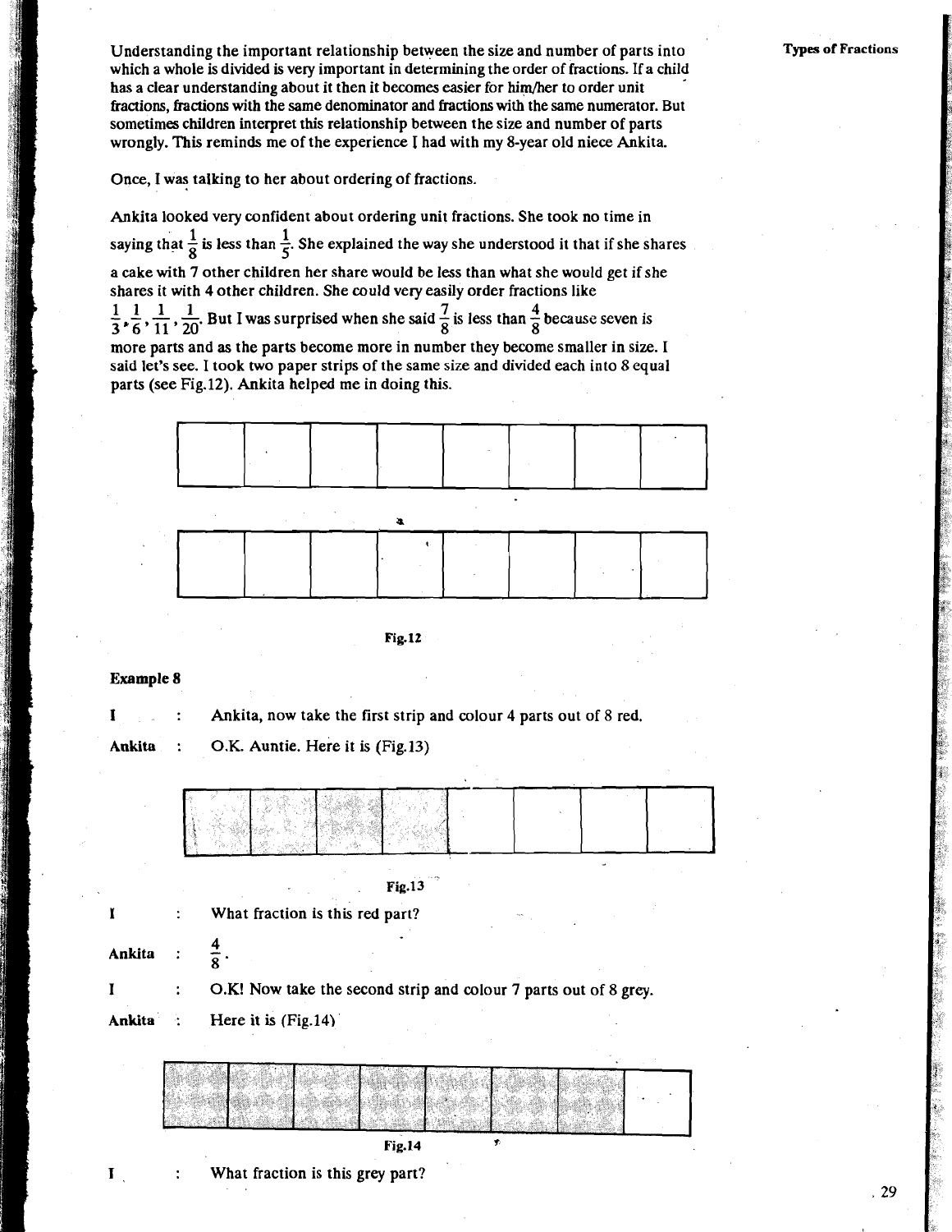Understanding the important relationship between the size and number of parts into which a whole is divided is very important in determining the order of fractions. If a child has a clear understanding about it then it becomes easier for him/her to order unit fractions, fractions with the same denominator and fractions with the same numerator. But sometimes children interpret this relationship between the size and number of parts wrongly. This reminds me of the experience I had with my 8-year old niece Ankita.

Once, I was talking to her about ordering of fractions.

Ankita looked very confident about ordering unit fractions. She took no time in saying that $\frac{1}{8}$ is less than $\frac{1}{5}$. She explained the way she understood it that if she shares a cake with 7 other children her share would be less than what she would get if she shares it with 4 other children. She could very easily order fractions like $\frac{1}{3}, \frac{1}{6}, \frac{1}{11}, \frac{1}{20}$. But I was surprised when she said $\frac{7}{8}$ is less than $\frac{4}{8}$ because seven is more parts and as the parts become more in number they become smaller in size. I said let's see. I took two paper strips of the same size and divided each into 8 equal parts (see Fig.12). Ankita helped me in doing this.

Fig.12

**Example 8**

**I** : Ankita, now take the first strip and colour 4 parts out of 8 red.

**Ankita** : O.K. Auntie. Here it is (Fig.13)

Fig.13

**I** : What fraction is this red part?

**Ankita** : $\frac{4}{8}$.

**I** : O.K! Now take the second strip and colour 7 parts out of 8 grey.

**Ankita** : Here it is (Fig.14)

Fig.14

**I** : What fraction is this grey part?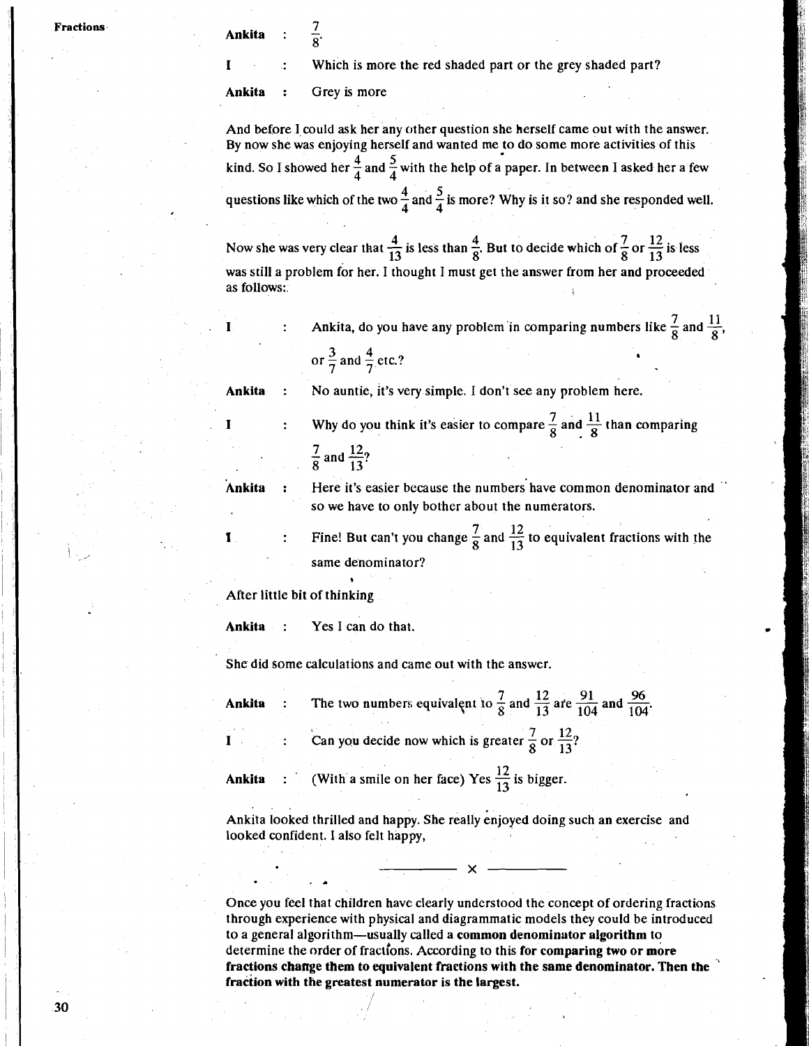**Ankita** : $\frac{7}{8}$.

**I** : Which is more the red shaded part or the grey shaded part?

**Ankita** : Grey is more

And before I could ask her any other question she herself came out with the answer. By now she was enjoying herself and wanted me to do some more activities of this kind. So I showed her $\frac{4}{4}$ and $\frac{5}{4}$ with the help of a paper. In between I asked her a few questions like which of the two $\frac{4}{4}$ and $\frac{5}{4}$ is more? Why is it so? and she responded well.

Now she was very clear that $\frac{4}{13}$ is less than $\frac{4}{8}$. But to decide which of $\frac{7}{8}$ or $\frac{12}{13}$ is less was still a problem for her. I thought I must get the answer from her and proceeded as follows:.

**I** : Ankita, do you have any problem in comparing numbers like $\frac{7}{8}$ and $\frac{11}{8}$, or $\frac{3}{7}$ and $\frac{4}{7}$ etc.?

**Ankita** : No auntie, it's very simple. I don't see any problem here.

**I** : Why do you think it's easier to compare $\frac{7}{8}$ and $\frac{11}{8}$ than comparing $\frac{7}{8}$ and $\frac{12}{13}$?

**Ankita** : Here it's easier because the numbers have common denominator and so we have to only bother about the numerators.

**I** : Fine! But can't you change $\frac{7}{8}$ and $\frac{12}{13}$ to equivalent fractions with the same denominator?

After little bit of thinking

**Ankita** : Yes I can do that.

She did some calculations and came out with the answer.

**Ankita** : The two numbers equivalent to $\frac{7}{8}$ and $\frac{12}{13}$ are $\frac{91}{104}$ and $\frac{96}{104}$.

**I** : Can you decide now which is greater $\frac{7}{8}$ or $\frac{12}{13}$?

**Ankita** : (With a smile on her face) Yes $\frac{12}{13}$ is bigger.

Ankita looked thrilled and happy. She really enjoyed doing such an exercise and looked confident. I also felt happy,

———— x ————

Once you feel that children have clearly understood the concept of ordering fractions through experience with physical and diagrammatic models they could be introduced to a general algorithm—usually called a **common denominator algorithm** to determine the order of fractions. According to this **for comparing two or more fractions change them to equivalent fractions with the same denominator. Then the fraction with the greatest numerator is the largest.**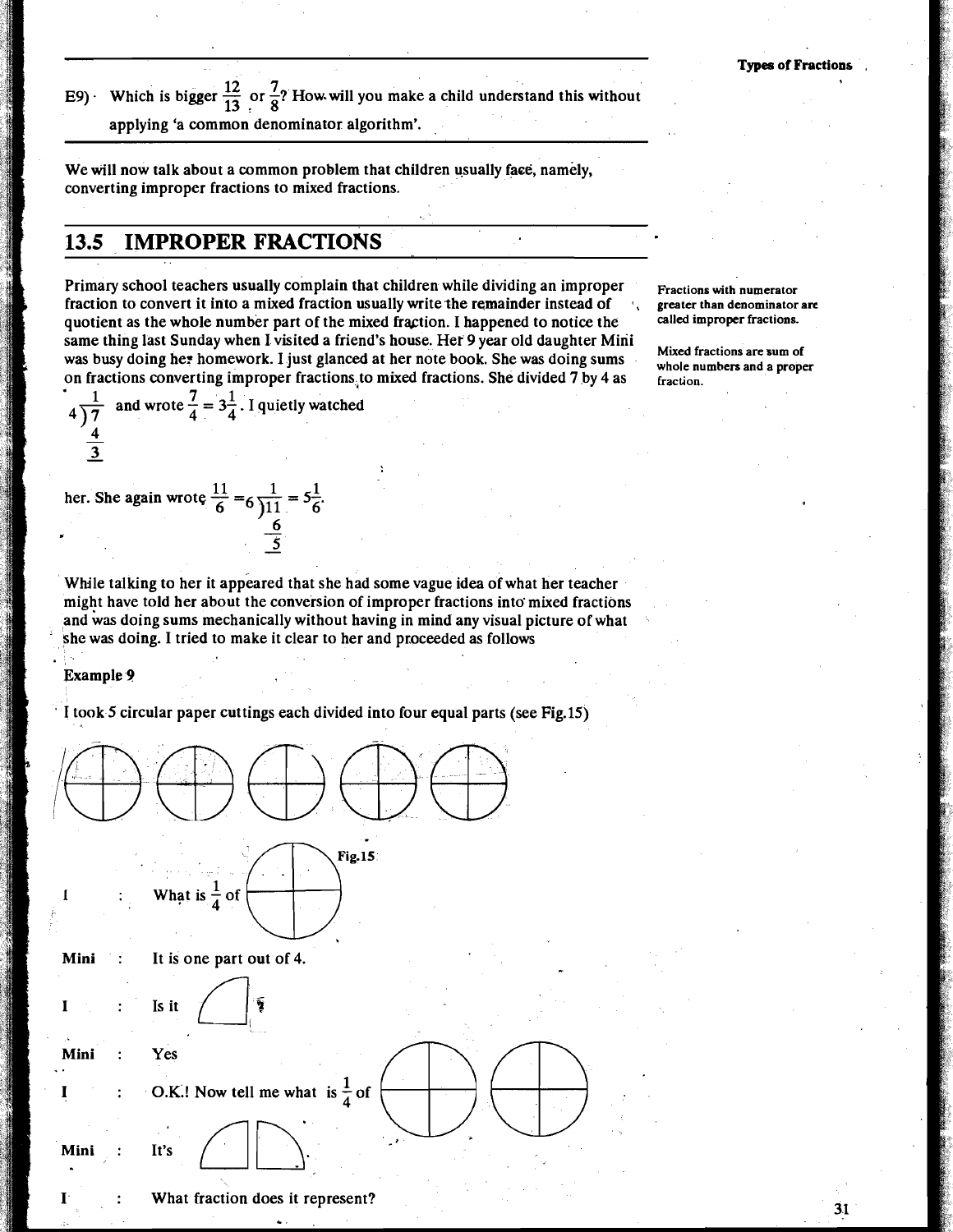E9) Which is bigger $\frac{12}{13}$ or $\frac{7}{8}$? How will you make a child understand this without applying 'a common denominator algorithm'.

We will now talk about a common problem that children usually face, namely, converting improper fractions to mixed fractions.

## 13.5 IMPROPER FRACTIONS

Primary school teachers usually complain that children while dividing an improper fraction to convert it into a mixed fraction usually write the remainder instead of quotient as the whole number part of the mixed fraction. I happened to notice the same thing last Sunday when I visited a friend's house. Her 9 year old daughter Mini was busy doing her homework. I just glanced at her note book. She was doing sums on fractions converting improper fractions to mixed fractions. She divided 7 by 4 as

$$4\overline{)7}\ \text{quotient } 1,\quad \frac{4}{3}$$

and wrote $\frac{7}{4} = 3\frac{1}{4}$. I quietly watched her. She again wrote $\frac{11}{6} = 6\overline{)11}$ (quotient 1, $\frac{6}{5}$) $= 5\frac{1}{6}$.

Fractions with numerator greater than denominator are called improper fractions.

Mixed fractions are sum of whole numbers and a proper fraction.

While talking to her it appeared that she had some vague idea of what her teacher might have told her about the conversion of improper fractions into mixed fractions and was doing sums mechanically without having in mind any visual picture of what she was doing. I tried to make it clear to her and proceeded as follows

**Example 9**

I took 5 circular paper cuttings each divided into four equal parts (see Fig.15)

Fig.15

I : What is $\frac{1}{4}$ of [circle]

Mini : It is one part out of 4.

I : Is it [quarter circle] ?

Mini : Yes

I : O.K.! Now tell me what is $\frac{1}{4}$ of [two circles]

Mini : It's [two quarter circles].

I : What fraction does it represent?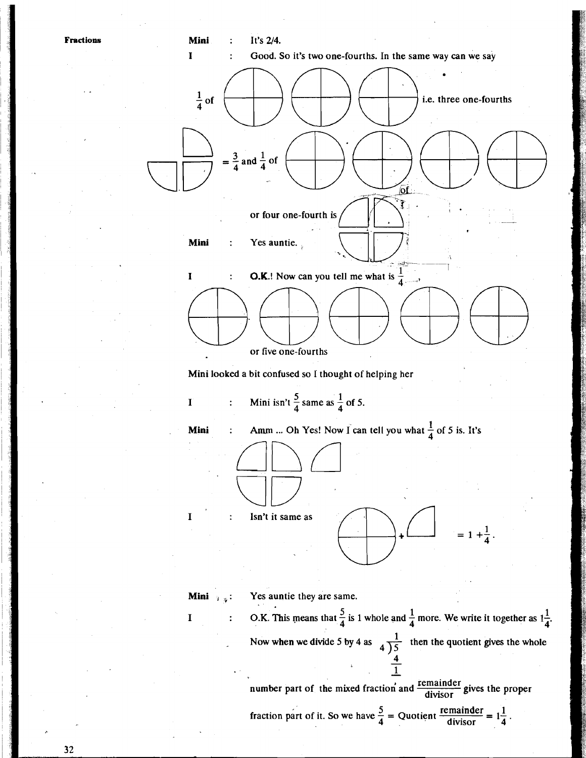**Mini** : It's 2/4.

**I** : Good. So it's two one-fourths. In the same way can we say

$\frac{1}{4}$ of i.e. three one-fourths

$= \frac{3}{4}$ and $\frac{1}{4}$ of

or four one-fourth is

**Mini** : Yes auntie.

**I** : **O.K.**! Now can you tell me what is $\frac{1}{4}$,

or five one-fourths

Mini looked a bit confused so I thought of helping her

**I** : Mini isn't $\frac{5}{4}$ same as $\frac{1}{4}$ of 5.

**Mini** : Amm ... Oh Yes! Now I can tell you what $\frac{1}{4}$ of 5 is. It's

**I** : Isn't it same as $= 1 + \frac{1}{4}$.

**Mini** : Yes auntie they are same.

**I** : O.K. This means that $\frac{5}{4}$ is 1 whole and $\frac{1}{4}$ more. We write it together as $1\frac{1}{4}$.

Now when we divide 5 by 4 as

$$
\begin{array}{r}
1 \\
4\overline{)5} \\
\underline{4} \\
\underline{1}
\end{array}
$$

then the quotient gives the whole number part of the mixed fraction and $\frac{\text{remainder}}{\text{divisor}}$ gives the proper fraction part of it. So we have $\frac{5}{4} = \text{Quotient} \frac{\text{remainder}}{\text{divisor}} = 1\frac{1}{4}$.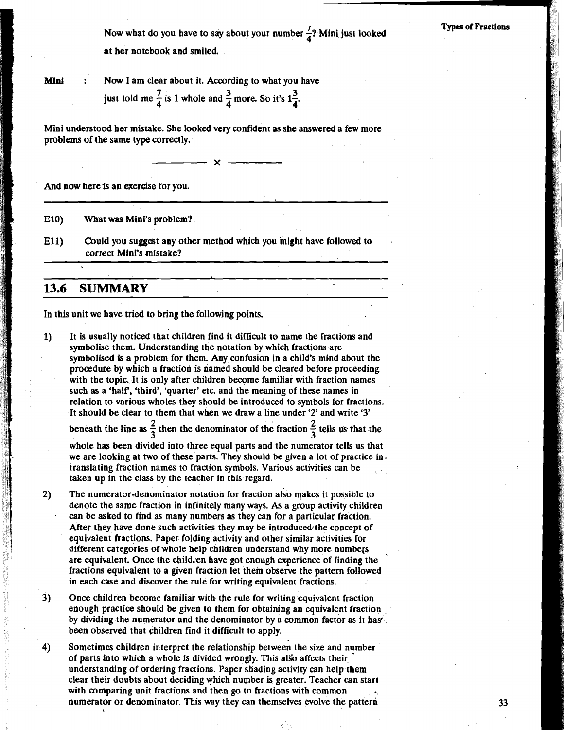Now what do you have to say about your number $\frac{7}{4}$? Mini just looked at her notebook and smiled.

**Mini** : Now I am clear about it. According to what you have just told me $\frac{7}{4}$ is 1 whole and $\frac{3}{4}$ more. So it's $1\frac{3}{4}$.

**Mini understood her mistake. She looked very confident as she answered a few more problems of the same type correctly.**

---

**And now here is an exercise for you.**

---

**E10)** What was Mini's problem?

**E11)** Could you suggest any other method which you might have followed to correct Mini's mistake?

---

## 13.6 SUMMARY

In this unit we have tried to bring the following points.

1) It is usually noticed that children find it difficult to name the fractions and symbolise them. Understanding the notation by which fractions are symbolised is a problem for them. Any confusion in a child's mind about the procedure by which a fraction is named should be cleared before proceeding with the topic. It is only after children become familiar with fraction names such as a 'half', 'third', 'quarter' etc. and the meaning of these names in relation to various wholes they should be introduced to symbols for fractions. It should be clear to them that when we draw a line under '2' and write '3' beneath the line as $\frac{2}{3}$ then the denominator of the fraction $\frac{2}{3}$ tells us that the whole has been divided into three equal parts and the numerator tells us that we are looking at two of these parts. They should be given a lot of practice in translating fraction names to fraction symbols. Various activities can be taken up in the class by the teacher in this regard.

2) The numerator-denominator notation for fraction also makes it possible to denote the same fraction in infinitely many ways. As a group activity children can be asked to find as many numbers as they can for a particular fraction. After they have done such activities they may be introduced the concept of equivalent fractions. Paper folding activity and other similar activities for different categories of whole help children understand why more numbers are equivalent. Once the children have got enough experience of finding the fractions equivalent to a given fraction let them observe the pattern followed in each case and discover the rule for writing equivalent fractions.

3) Once children become familiar with the rule for writing equivalent fraction enough practice should be given to them for obtaining an equivalent fraction by dividing the numerator and the denominator by a common factor as it has been observed that children find it difficult to apply.

4) Sometimes children interpret the relationship between the size and number of parts into which a whole is divided wrongly. This also affects their understanding of ordering fractions. Paper shading activity can help them clear their doubts about deciding which number is greater. Teacher can start with comparing unit fractions and then go to fractions with common numerator or denominator. This way they can themselves evolve the pattern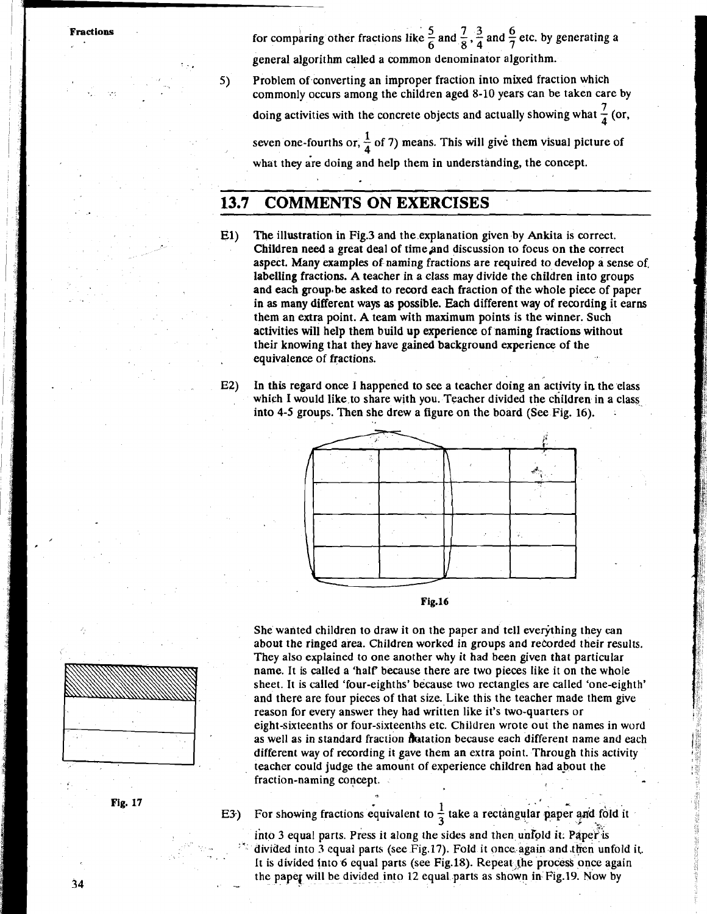for comparing other fractions like $\frac{5}{6}$ and $\frac{7}{8}$, $\frac{3}{4}$ and $\frac{6}{7}$ etc. by generating a general algorithm called a common denominator algorithm.

5) Problem of converting an improper fraction into mixed fraction which commonly occurs among the children aged 8-10 years can be taken care by doing activities with the concrete objects and actually showing what $\frac{7}{4}$ (or, seven one-fourths or, $\frac{1}{4}$ of 7) means. This will give them visual picture of what they are doing and help them in understanding, the concept.

## 13.7 COMMENTS ON EXERCISES

E1) The illustration in Fig.3 and the explanation given by Ankita is correct. Children need a great deal of time and discussion to focus on the correct aspect. Many examples of naming fractions are required to develop a sense of labelling fractions. A teacher in a class may divide the children into groups and each group be asked to record each fraction of the whole piece of paper in as many different ways as possible. Each different way of recording it earns them an extra point. A team with maximum points is the winner. Such activities will help them build up experience of naming fractions without their knowing that they have gained background experience of the equivalence of fractions.

E2) In this regard once I happened to see a teacher doing an activity in the class which I would like to share with you. Teacher divided the children in a class into 4-5 groups. Then she drew a figure on the board (See Fig. 16).

Fig.16

She wanted children to draw it on the paper and tell everything they can about the ringed area. Children worked in groups and recorded their results. They also explained to one another why it had been given that particular name. It is called a 'half' because there are two pieces like it on the whole sheet. It is called 'four-eighths' because two rectangles are called 'one-eighth' and there are four pieces of that size. Like this the teacher made them give reason for every answer they had written like it's two-quarters or eight-sixteenths or four-sixteenths etc. Children wrote out the names in word as well as in standard fraction notation because each different name and each different way of recording it gave them an extra point. Through this activity teacher could judge the amount of experience children had about the fraction-naming concept.

Fig. 17

E3) For showing fractions equivalent to $\frac{1}{3}$ take a rectangular paper and fold it into 3 equal parts. Press it along the sides and then unfold it. Paper is divided into 3 equal parts (see Fig.17). Fold it once again and then unfold it. It is divided into 6 equal parts (see Fig.18). Repeat the process once again the paper will be divided into 12 equal parts as shown in Fig.19. Now by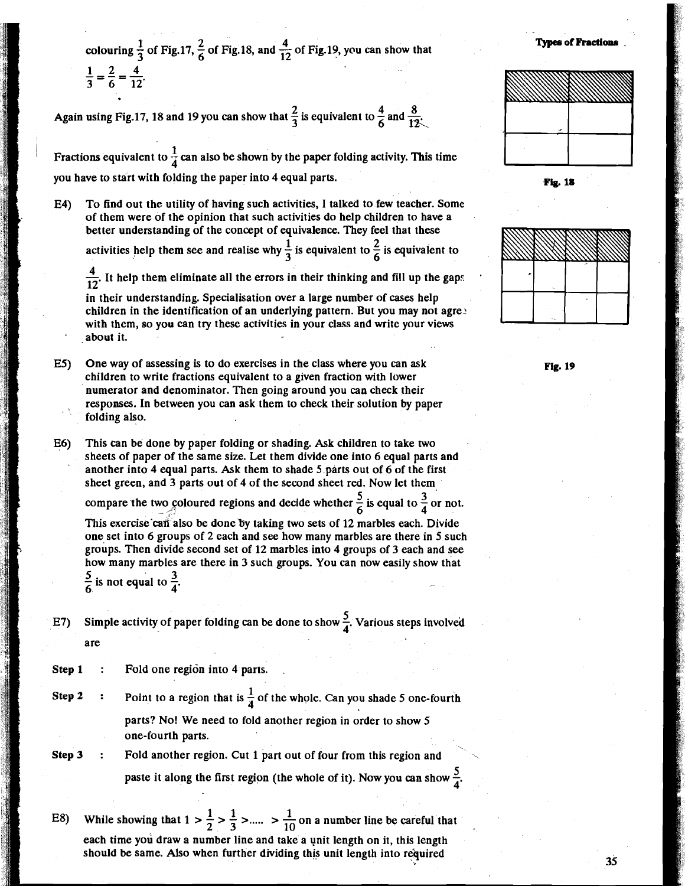colouring $\frac{1}{3}$ of Fig.17, $\frac{2}{6}$ of Fig.18, and $\frac{4}{12}$ of Fig.19, you can show that

$\frac{1}{3} = \frac{2}{6} = \frac{4}{12}$.

Again using Fig.17, 18 and 19 you can show that $\frac{2}{3}$ is equivalent to $\frac{4}{6}$ and $\frac{8}{12}$.

Fractions equivalent to $\frac{1}{4}$ can also be shown by the paper folding activity. This time you have to start with folding the paper into 4 equal parts.

Fig. 18

Fig. 19

E4) To find out the utility of having such activities, I talked to few teacher. Some of them were of the opinion that such activities do help children to have a better understanding of the concept of equivalence. They feel that these activities help them see and realise why $\frac{1}{3}$ is equivalent to $\frac{2}{6}$ is equivalent to $\frac{4}{12}$. It help them eliminate all the errors in their thinking and fill up the gaps in their understanding. Specialisation over a large number of cases help children in the identification of an underlying pattern. But you may not agree with them, so you can try these activities in your class and write your views about it.

E5) One way of assessing is to do exercises in the class where you can ask children to write fractions equivalent to a given fraction with lower numerator and denominator. Then going around you can check their responses. In between you can ask them to check their solution by paper folding also.

E6) This can be done by paper folding or shading. Ask children to take two sheets of paper of the same size. Let them divide one into 6 equal parts and another into 4 equal parts. Ask them to shade 5 parts out of 6 of the first sheet green, and 3 parts out of 4 of the second sheet red. Now let them compare the two coloured regions and decide whether $\frac{5}{6}$ is equal to $\frac{3}{4}$ or not. This exercise can also be done by taking two sets of 12 marbles each. Divide one set into 6 groups of 2 each and see how many marbles are there in 5 such groups. Then divide second set of 12 marbles into 4 groups of 3 each and see how many marbles are there in 3 such groups. You can now easily show that $\frac{5}{6}$ is not equal to $\frac{3}{4}$.

E7) Simple activity of paper folding can be done to show $\frac{5}{4}$. Various steps involved are

**Step 1** : Fold one region into 4 parts.

**Step 2** : Point to a region that is $\frac{1}{4}$ of the whole. Can you shade 5 one-fourth parts? No! We need to fold another region in order to show 5 one-fourth parts.

**Step 3** : Fold another region. Cut 1 part out of four from this region and paste it along the first region (the whole of it). Now you can show $\frac{5}{4}$.

E8) While showing that $1 > \frac{1}{2} > \frac{1}{3} > ..... > \frac{1}{10}$ on a number line be careful that each time you draw a number line and take a unit length on it, this length should be same. Also when further dividing this unit length into required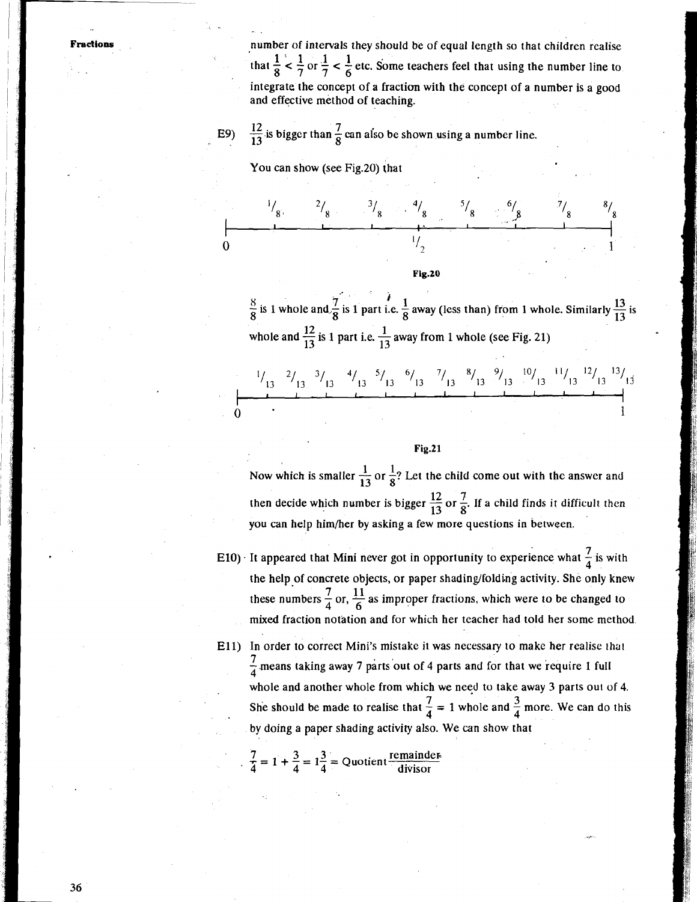number of intervals they should be of equal length so that children realise that $\frac{1}{8} < \frac{1}{7}$ or $\frac{1}{7} < \frac{1}{6}$ etc. Some teachers feel that using the number line to integrate the concept of a fraction with the concept of a number is a good and effective method of teaching.

E9) $\frac{12}{13}$ is bigger than $\frac{7}{8}$ can also be shown using a number line.

You can show (see Fig.20) that

1/8 2/8 3/8 4/8 5/8 6/8 7/8 8/8

0 1/2 1

Fig.20

$\frac{8}{8}$ is 1 whole and $\frac{7}{8}$ is 1 part i.e. $\frac{1}{8}$ away (less than) from 1 whole. Similarly $\frac{13}{13}$ is whole and $\frac{12}{13}$ is 1 part i.e. $\frac{1}{13}$ away from 1 whole (see Fig. 21)

1/13 2/13 3/13 4/13 5/13 6/13 7/13 8/13 9/13 10/13 11/13 12/13 13/13

0 1

Fig.21

Now which is smaller $\frac{1}{13}$ or $\frac{1}{8}$? Let the child come out with the answer and then decide which number is bigger $\frac{12}{13}$ or $\frac{7}{8}$. If a child finds it difficult then you can help him/her by asking a few more questions in between.

E10) It appeared that Mini never got in opportunity to experience what $\frac{7}{4}$ is with the help of concrete objects, or paper shading/folding activity. She only knew these numbers $\frac{7}{4}$ or, $\frac{11}{6}$ as improper fractions, which were to be changed to mixed fraction notation and for which her teacher had told her some method.

E11) In order to correct Mini's mistake it was necessary to make her realise that $\frac{7}{4}$ means taking away 7 parts out of 4 parts and for that we require 1 full whole and another whole from which we need to take away 3 parts out of 4. She should be made to realise that $\frac{7}{4}$ = 1 whole and $\frac{3}{4}$ more. We can do this by doing a paper shading activity also. We can show that

$$\frac{7}{4} = 1 + \frac{3}{4} = 1\frac{3}{4} = \text{Quotient}\frac{\text{remainder}}{\text{divisor}}$$